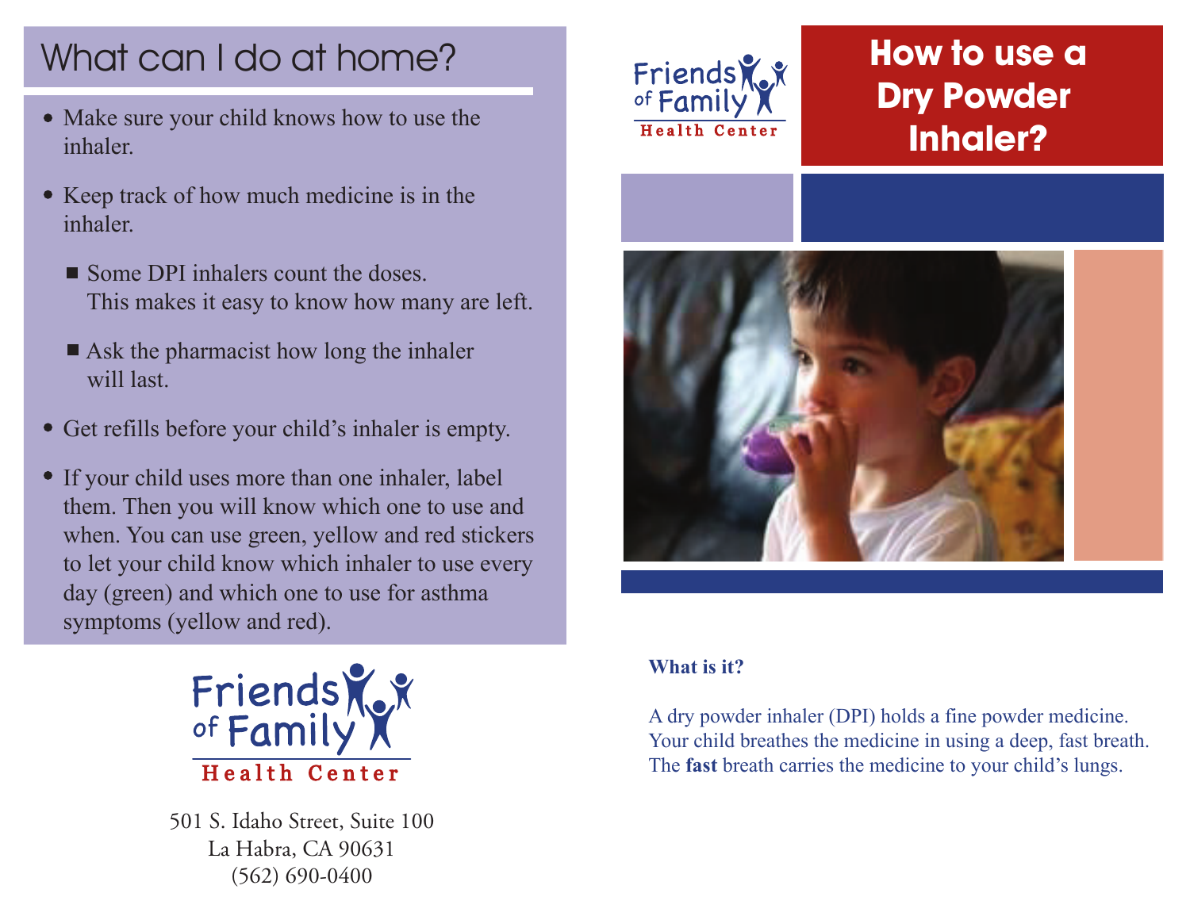# How to use a Dry Powder Inhaler?

Friends of Family Health Center

**What is it?**

A dry powder inhaler (DPI) holds a fine powder medicine. Your child breathes the medicine in using a deep, fast breath. The **fast** breath carries the medicine to your child's lungs.

## What can I do at home?

- Make sure your child knows how to use the inhaler.
- Keep track of how much medicine is in the inhaler.
  - Some DPI inhalers count the doses. This makes it easy to know how many are left.
  - Ask the pharmacist how long the inhaler will last.
- Get refills before your child's inhaler is empty.
- If your child uses more than one inhaler, label them. Then you will know which one to use and when. You can use green, yellow and red stickers to let your child know which inhaler to use every day (green) and which one to use for asthma symptoms (yellow and red).

Friends of Family Health Center

501 S. Idaho Street, Suite 100
La Habra, CA 90631
(562) 690-0400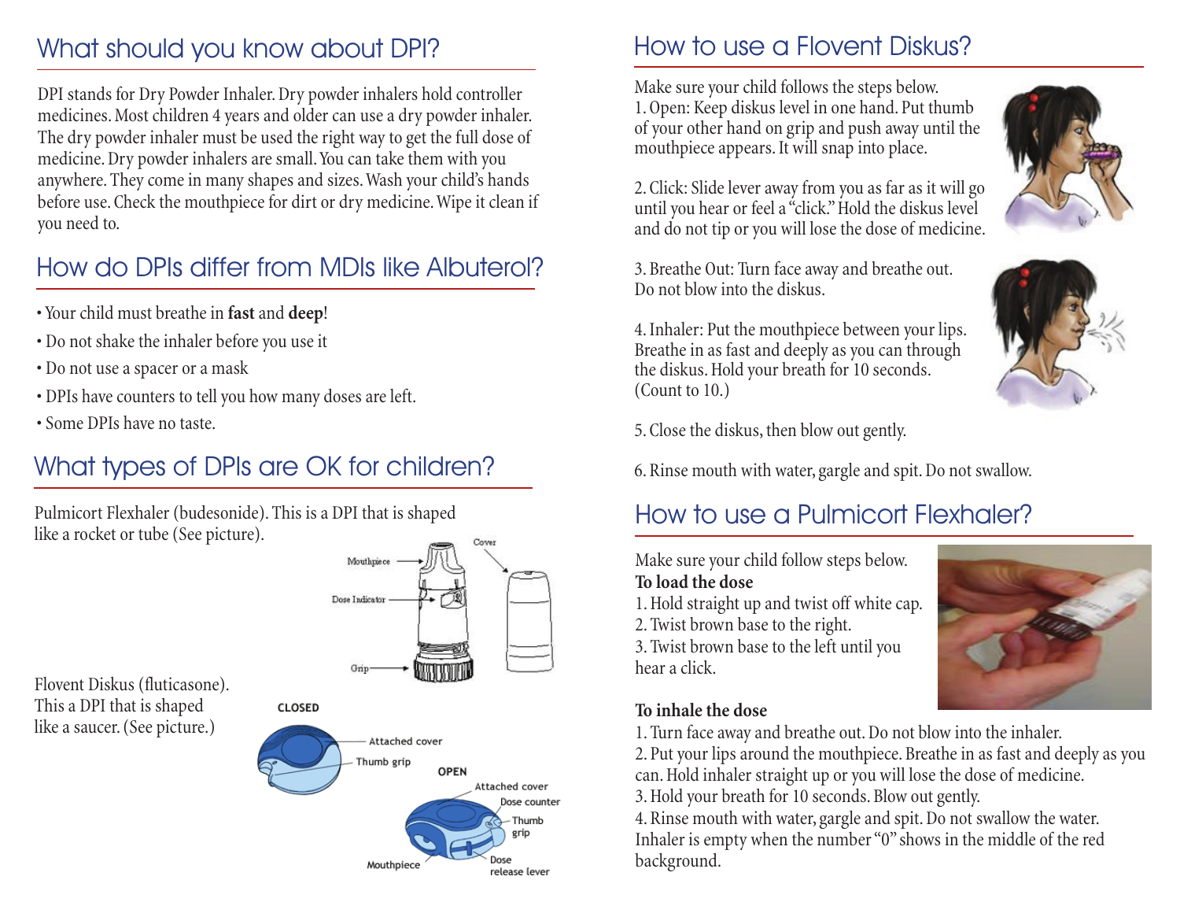## What should you know about DPI?

DPI stands for Dry Powder Inhaler. Dry powder inhalers hold controller medicines. Most children 4 years and older can use a dry powder inhaler. The dry powder inhaler must be used the right way to get the full dose of medicine. Dry powder inhalers are small. You can take them with you anywhere. They come in many shapes and sizes. Wash your child's hands before use. Check the mouthpiece for dirt or dry medicine. Wipe it clean if you need to.

## How do DPIs differ from MDIs like Albuterol?

- Your child must breathe in **fast** and **deep**!
- Do not shake the inhaler before you use it
- Do not use a spacer or a mask
- DPIs have counters to tell you how many doses are left.
- Some DPIs have no taste.

## What types of DPIs are OK for children?

Pulmicort Flexhaler (budesonide). This is a DPI that is shaped like a rocket or tube (See picture).

Mouthpiece
Dose Indicator
Grip
Cover

Flovent Diskus (fluticasone). This a DPI that is shaped like a saucer. (See picture.)

CLOSED
Attached cover
Thumb grip

OPEN
Attached cover
Dose counter
Thumb grip
Mouthpiece
Dose release lever

## How to use a Flovent Diskus?

Make sure your child follows the steps below.

1. Open: Keep diskus level in one hand. Put thumb of your other hand on grip and push away until the mouthpiece appears. It will snap into place.

2. Click: Slide lever away from you as far as it will go until you hear or feel a "click." Hold the diskus level and do not tip or you will lose the dose of medicine.

3. Breathe Out: Turn face away and breathe out. Do not blow into the diskus.

4. Inhaler: Put the mouthpiece between your lips. Breathe in as fast and deeply as you can through the diskus. Hold your breath for 10 seconds. (Count to 10.)

5. Close the diskus, then blow out gently.

6. Rinse mouth with water, gargle and spit. Do not swallow.

## How to use a Pulmicort Flexhaler?

Make sure your child follow steps below.

**To load the dose**

1. Hold straight up and twist off white cap.
2. Twist brown base to the right.
3. Twist brown base to the left until you hear a click.

**To inhale the dose**

1. Turn face away and breathe out. Do not blow into the inhaler.
2. Put your lips around the mouthpiece. Breathe in as fast and deeply as you can. Hold inhaler straight up or you will lose the dose of medicine.
3. Hold your breath for 10 seconds. Blow out gently.
4. Rinse mouth with water, gargle and spit. Do not swallow the water.

Inhaler is empty when the number "0" shows in the middle of the red background.